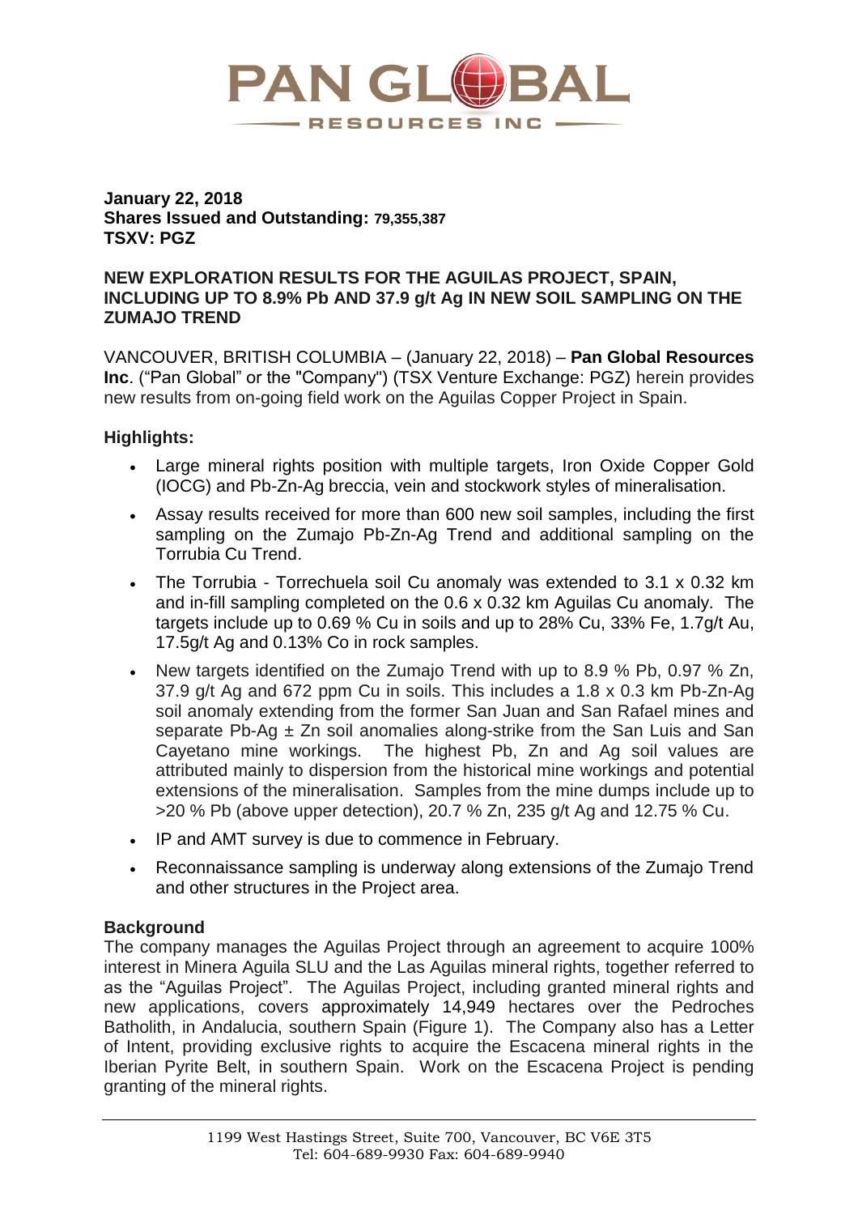**January 22, 2018**
**Shares Issued and Outstanding: 79,355,387**
**TSXV: PGZ**

## NEW EXPLORATION RESULTS FOR THE AGUILAS PROJECT, SPAIN, INCLUDING UP TO 8.9% Pb AND 37.9 g/t Ag IN NEW SOIL SAMPLING ON THE ZUMAJO TREND

VANCOUVER, BRITISH COLUMBIA – (January 22, 2018) – **Pan Global Resources Inc**. ("Pan Global" or the "Company") (TSX Venture Exchange: PGZ) herein provides new results from on-going field work on the Aguilas Copper Project in Spain.

### Highlights:

- Large mineral rights position with multiple targets, Iron Oxide Copper Gold (IOCG) and Pb-Zn-Ag breccia, vein and stockwork styles of mineralisation.
- Assay results received for more than 600 new soil samples, including the first sampling on the Zumajo Pb-Zn-Ag Trend and additional sampling on the Torrubia Cu Trend.
- The Torrubia - Torrechuela soil Cu anomaly was extended to 3.1 x 0.32 km and in-fill sampling completed on the 0.6 x 0.32 km Aguilas Cu anomaly. The targets include up to 0.69 % Cu in soils and up to 28% Cu, 33% Fe, 1.7g/t Au, 17.5g/t Ag and 0.13% Co in rock samples.
- New targets identified on the Zumajo Trend with up to 8.9 % Pb, 0.97 % Zn, 37.9 g/t Ag and 672 ppm Cu in soils. This includes a 1.8 x 0.3 km Pb-Zn-Ag soil anomaly extending from the former San Juan and San Rafael mines and separate Pb-Ag ± Zn soil anomalies along-strike from the San Luis and San Cayetano mine workings. The highest Pb, Zn and Ag soil values are attributed mainly to dispersion from the historical mine workings and potential extensions of the mineralisation. Samples from the mine dumps include up to >20 % Pb (above upper detection), 20.7 % Zn, 235 g/t Ag and 12.75 % Cu.
- IP and AMT survey is due to commence in February.
- Reconnaissance sampling is underway along extensions of the Zumajo Trend and other structures in the Project area.

### Background

The company manages the Aguilas Project through an agreement to acquire 100% interest in Minera Aguila SLU and the Las Aguilas mineral rights, together referred to as the "Aguilas Project". The Aguilas Project, including granted mineral rights and new applications, covers approximately 14,949 hectares over the Pedroches Batholith, in Andalucia, southern Spain (Figure 1). The Company also has a Letter of Intent, providing exclusive rights to acquire the Escacena mineral rights in the Iberian Pyrite Belt, in southern Spain. Work on the Escacena Project is pending granting of the mineral rights.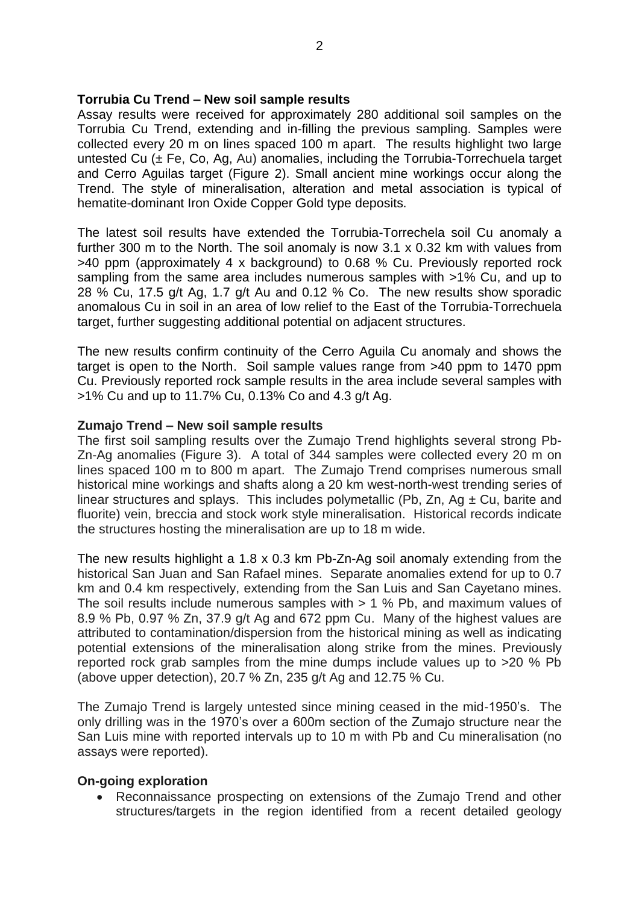**Torrubia Cu Trend – New soil sample results**

Assay results were received for approximately 280 additional soil samples on the Torrubia Cu Trend, extending and in-filling the previous sampling. Samples were collected every 20 m on lines spaced 100 m apart. The results highlight two large untested Cu (± Fe, Co, Ag, Au) anomalies, including the Torrubia-Torrechuela target and Cerro Aguilas target (Figure 2). Small ancient mine workings occur along the Trend. The style of mineralisation, alteration and metal association is typical of hematite-dominant Iron Oxide Copper Gold type deposits.

The latest soil results have extended the Torrubia-Torrechela soil Cu anomaly a further 300 m to the North. The soil anomaly is now 3.1 x 0.32 km with values from >40 ppm (approximately 4 x background) to 0.68 % Cu. Previously reported rock sampling from the same area includes numerous samples with >1% Cu, and up to 28 % Cu, 17.5 g/t Ag, 1.7 g/t Au and 0.12 % Co. The new results show sporadic anomalous Cu in soil in an area of low relief to the East of the Torrubia-Torrechuela target, further suggesting additional potential on adjacent structures.

The new results confirm continuity of the Cerro Aguila Cu anomaly and shows the target is open to the North. Soil sample values range from >40 ppm to 1470 ppm Cu. Previously reported rock sample results in the area include several samples with >1% Cu and up to 11.7% Cu, 0.13% Co and 4.3 g/t Ag.

**Zumajo Trend – New soil sample results**

The first soil sampling results over the Zumajo Trend highlights several strong Pb-Zn-Ag anomalies (Figure 3). A total of 344 samples were collected every 20 m on lines spaced 100 m to 800 m apart. The Zumajo Trend comprises numerous small historical mine workings and shafts along a 20 km west-north-west trending series of linear structures and splays. This includes polymetallic (Pb, Zn, Ag ± Cu, barite and fluorite) vein, breccia and stock work style mineralisation. Historical records indicate the structures hosting the mineralisation are up to 18 m wide.

The new results highlight a 1.8 x 0.3 km Pb-Zn-Ag soil anomaly extending from the historical San Juan and San Rafael mines. Separate anomalies extend for up to 0.7 km and 0.4 km respectively, extending from the San Luis and San Cayetano mines. The soil results include numerous samples with > 1 % Pb, and maximum values of 8.9 % Pb, 0.97 % Zn, 37.9 g/t Ag and 672 ppm Cu. Many of the highest values are attributed to contamination/dispersion from the historical mining as well as indicating potential extensions of the mineralisation along strike from the mines. Previously reported rock grab samples from the mine dumps include values up to >20 % Pb (above upper detection), 20.7 % Zn, 235 g/t Ag and 12.75 % Cu.

The Zumajo Trend is largely untested since mining ceased in the mid-1950's. The only drilling was in the 1970's over a 600m section of the Zumajo structure near the San Luis mine with reported intervals up to 10 m with Pb and Cu mineralisation (no assays were reported).

**On-going exploration**

- Reconnaissance prospecting on extensions of the Zumajo Trend and other structures/targets in the region identified from a recent detailed geology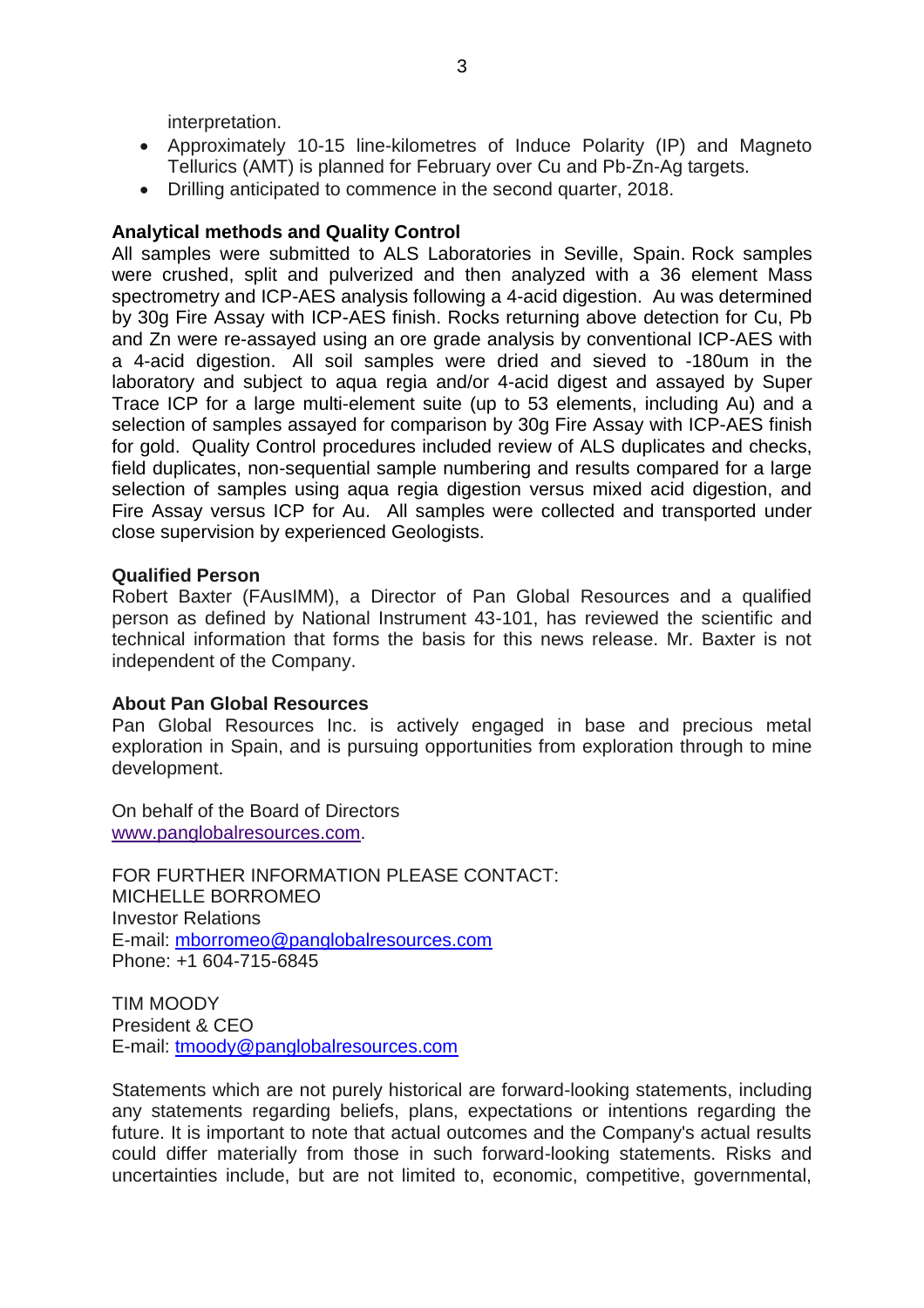interpretation.

- Approximately 10-15 line-kilometres of Induce Polarity (IP) and Magneto Tellurics (AMT) is planned for February over Cu and Pb-Zn-Ag targets.
- Drilling anticipated to commence in the second quarter, 2018.

**Analytical methods and Quality Control**

All samples were submitted to ALS Laboratories in Seville, Spain. Rock samples were crushed, split and pulverized and then analyzed with a 36 element Mass spectrometry and ICP-AES analysis following a 4-acid digestion. Au was determined by 30g Fire Assay with ICP-AES finish. Rocks returning above detection for Cu, Pb and Zn were re-assayed using an ore grade analysis by conventional ICP-AES with a 4-acid digestion. All soil samples were dried and sieved to -180um in the laboratory and subject to aqua regia and/or 4-acid digest and assayed by Super Trace ICP for a large multi-element suite (up to 53 elements, including Au) and a selection of samples assayed for comparison by 30g Fire Assay with ICP-AES finish for gold. Quality Control procedures included review of ALS duplicates and checks, field duplicates, non-sequential sample numbering and results compared for a large selection of samples using aqua regia digestion versus mixed acid digestion, and Fire Assay versus ICP for Au. All samples were collected and transported under close supervision by experienced Geologists.

**Qualified Person**

Robert Baxter (FAusIMM), a Director of Pan Global Resources and a qualified person as defined by National Instrument 43-101, has reviewed the scientific and technical information that forms the basis for this news release. Mr. Baxter is not independent of the Company.

**About Pan Global Resources**

Pan Global Resources Inc. is actively engaged in base and precious metal exploration in Spain, and is pursuing opportunities from exploration through to mine development.

On behalf of the Board of Directors
www.panglobalresources.com.

FOR FURTHER INFORMATION PLEASE CONTACT:
MICHELLE BORROMEO
Investor Relations
E-mail: mborromeo@panglobalresources.com
Phone: +1 604-715-6845

TIM MOODY
President & CEO
E-mail: tmoody@panglobalresources.com

Statements which are not purely historical are forward-looking statements, including any statements regarding beliefs, plans, expectations or intentions regarding the future. It is important to note that actual outcomes and the Company's actual results could differ materially from those in such forward-looking statements. Risks and uncertainties include, but are not limited to, economic, competitive, governmental,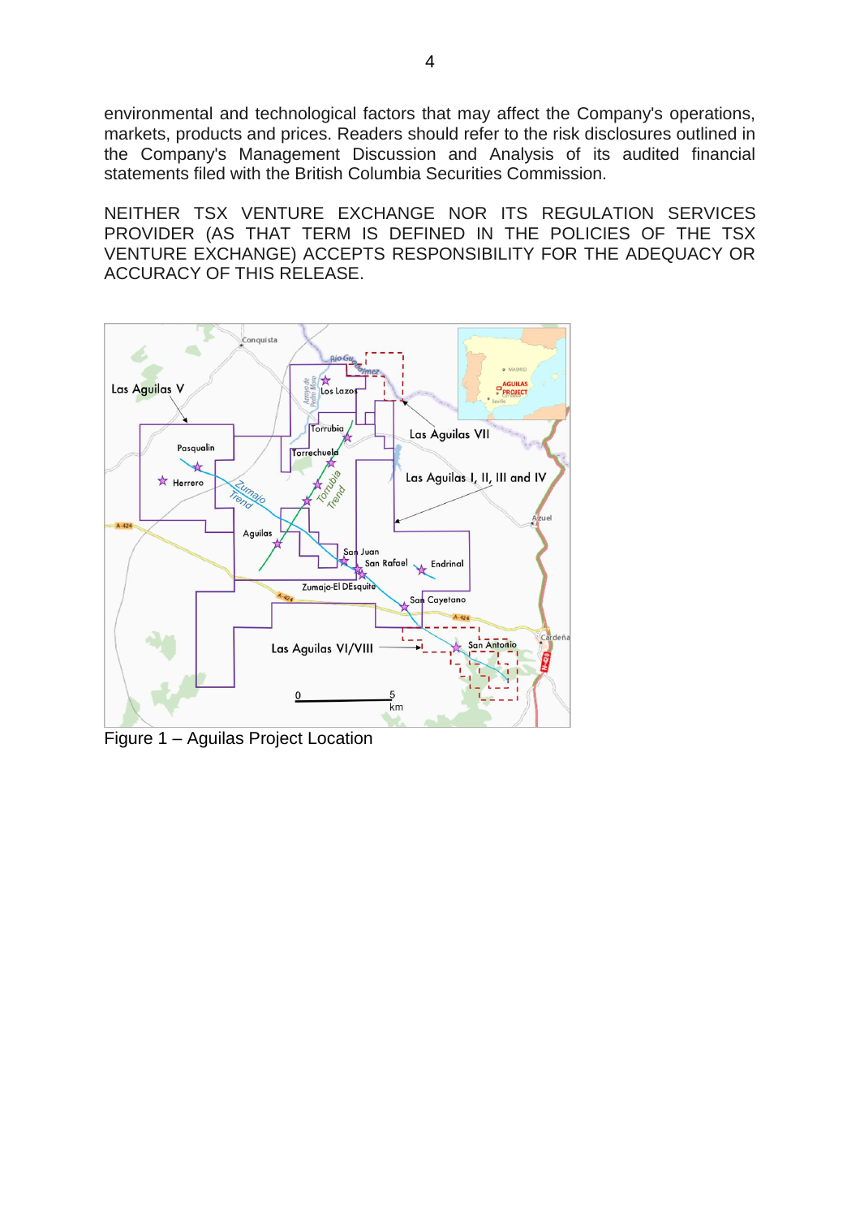environmental and technological factors that may affect the Company's operations, markets, products and prices. Readers should refer to the risk disclosures outlined in the Company's Management Discussion and Analysis of its audited financial statements filed with the British Columbia Securities Commission.

NEITHER TSX VENTURE EXCHANGE NOR ITS REGULATION SERVICES PROVIDER (AS THAT TERM IS DEFINED IN THE POLICIES OF THE TSX VENTURE EXCHANGE) ACCEPTS RESPONSIBILITY FOR THE ADEQUACY OR ACCURACY OF THIS RELEASE.

Figure 1 – Aguilas Project Location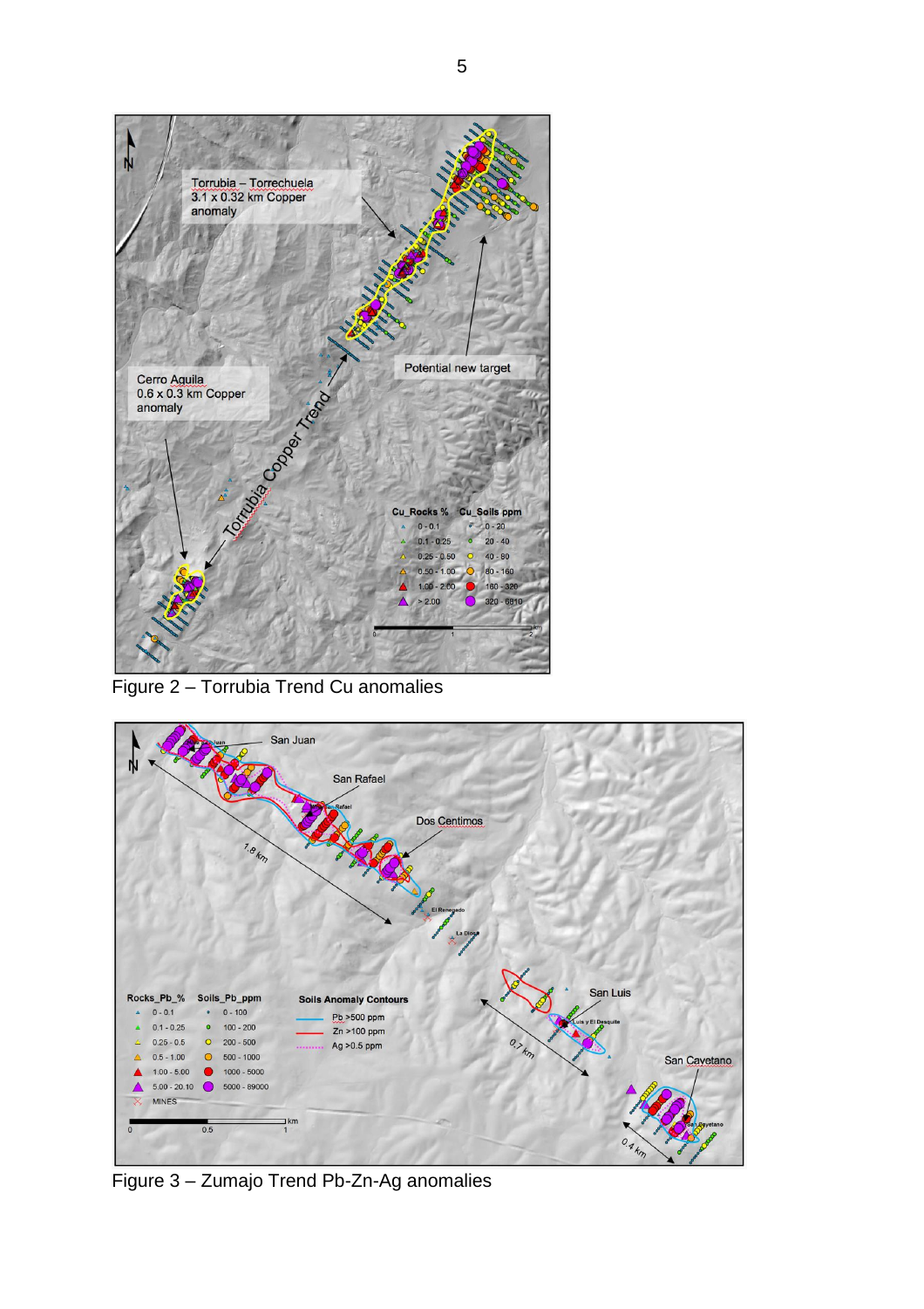Torrubia – Torrechuela
3.1 x 0.32 km Copper
anomaly

Potential new target

Cerro Aquila
0.6 x 0.3 km Copper
anomaly

Torrubia Copper Trend

Cu_Rocks % | Cu_Soils ppm
0 - 0.1 | 0 - 20
0.1 - 0.25 | 20 - 40
0.25 - 0.50 | 40 - 80
0.50 - 1.00 | 80 - 160
1.00 - 2.00 | 160 - 320
> 2.00 | 320 - 6810

0 1 2 km

Figure 2 – Torrubia Trend Cu anomalies

San Juan

San Rafael

Dos Centimos

1.8 km

El Renegado

La Dioca

San Luis

Luis y El Desquite

0.7 km

San Cayetano

0.4 km

Rocks_Pb_% | Soils_Pb_ppm
0 - 0.1 | 0 - 100
0.1 - 0.25 | 100 - 200
0.25 - 0.5 | 200 - 500
0.5 - 1.00 | 500 - 1000
1.00 - 5.00 | 1000 - 5000
5.00 - 20.10 | 5000 - 89000
MINES

Soils Anomaly Contours
Pb >500 ppm
Zn >100 ppm
Ag >0.5 ppm

0 0.5 1 km

Figure 3 – Zumajo Trend Pb-Zn-Ag anomalies